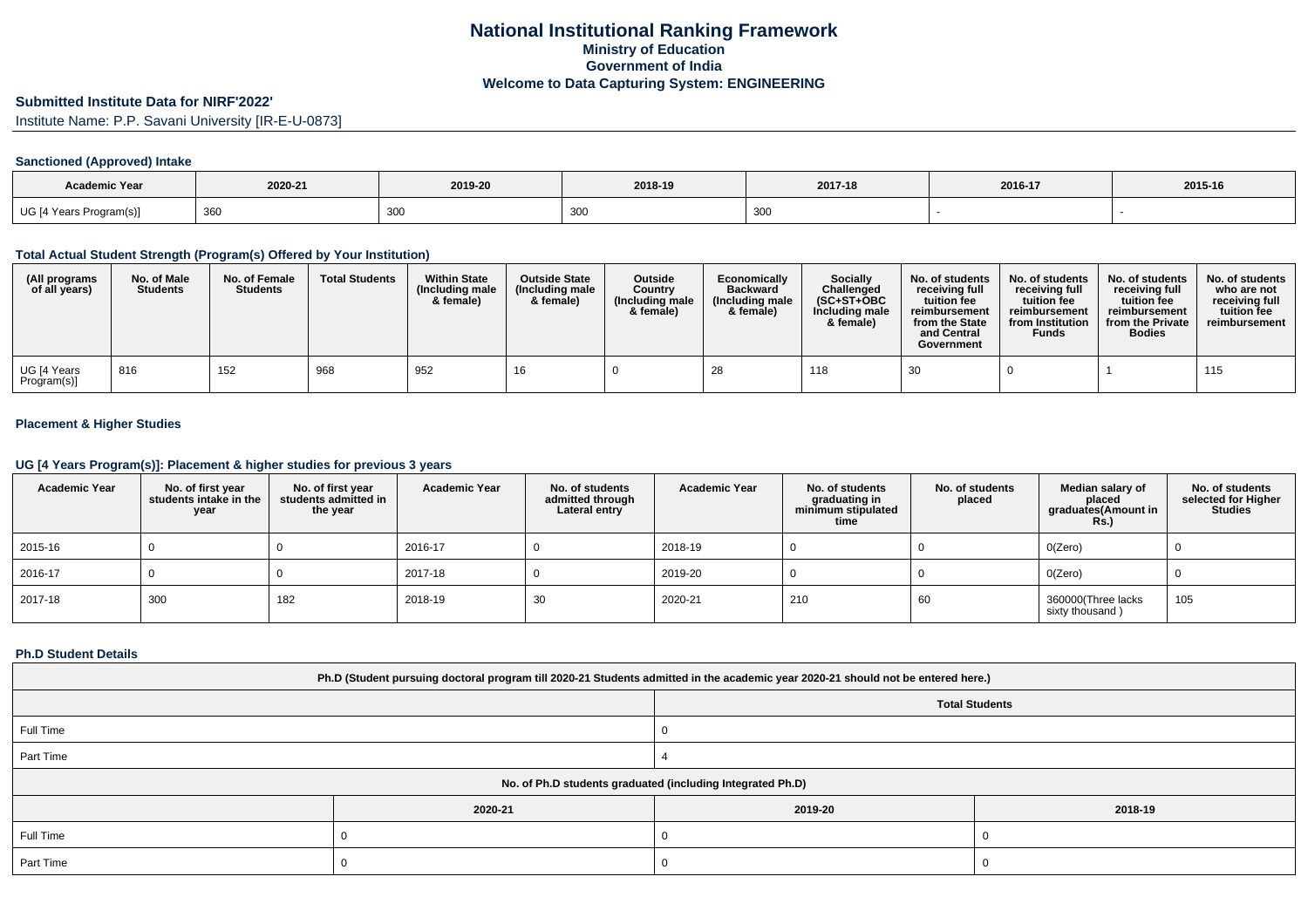# National Institutional Ranking Framework

## Ministry of Education

## Government of India

## Welcome to Data Capturing System: ENGINEERING

**Submitted Institute Data for NIRF'2022'**

Institute Name: P.P. Savani University [IR-E-U-0873]

### Sanctioned (Approved) Intake

| Academic Year | 2020-21 | 2019-20 | 2018-19 | 2017-18 | 2016-17 | 2015-16 |
|---|---|---|---|---|---|---|
| UG [4 Years Program(s)] | 360 | 300 | 300 | 300 | - | - |

### Total Actual Student Strength (Program(s) Offered by Your Institution)

| (All programs of all years) | No. of Male Students | No. of Female Students | Total Students | Within State (Including male & female) | Outside State (Including male & female) | Outside Country (Including male & female) | Economically Backward (Including male & female) | Socially Challenged (SC+ST+OBC Including male & female) | No. of students receiving full tuition fee reimbursement from the State and Central Government | No. of students receiving full tuition fee reimbursement from Institution Funds | No. of students receiving full tuition fee reimbursement from the Private Bodies | No. of students who are not receiving full tuition fee reimbursement |
|---|---|---|---|---|---|---|---|---|---|---|---|---|
| UG [4 Years Program(s)] | 816 | 152 | 968 | 952 | 16 | 0 | 28 | 118 | 30 | 0 | 1 | 115 |

### Placement & Higher Studies

### UG [4 Years Program(s)]: Placement & higher studies for previous 3 years

| Academic Year | No. of first year students intake in the year | No. of first year students admitted in the year | Academic Year | No. of students admitted through Lateral entry | Academic Year | No. of students graduating in minimum stipulated time | No. of students placed | Median salary of placed graduates(Amount in Rs.) | No. of students selected for Higher Studies |
|---|---|---|---|---|---|---|---|---|---|
| 2015-16 | 0 | 0 | 2016-17 | 0 | 2018-19 | 0 | 0 | 0(Zero) | 0 |
| 2016-17 | 0 | 0 | 2017-18 | 0 | 2019-20 | 0 | 0 | 0(Zero) | 0 |
| 2017-18 | 300 | 182 | 2018-19 | 30 | 2020-21 | 210 | 60 | 360000(Three lacks sixty thousand ) | 105 |

### Ph.D Student Details

| Ph.D (Student pursuing doctoral program till 2020-21 Students admitted in the academic year 2020-21 should not be entered here.) | |
|---|---|
| | Total Students |
| Full Time | 0 |
| Part Time | 4 |

| No. of Ph.D students graduated (including Integrated Ph.D) | | | |
|---|---|---|---|
| | 2020-21 | 2019-20 | 2018-19 |
| Full Time | 0 | 0 | 0 |
| Part Time | 0 | 0 | 0 |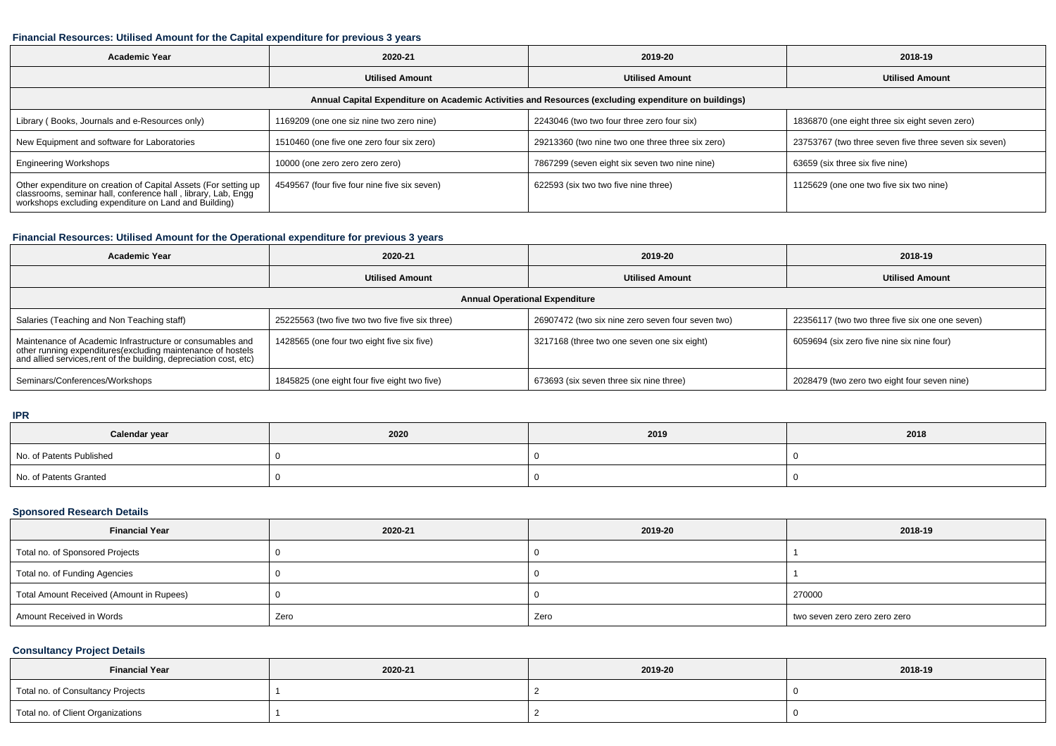### Financial Resources: Utilised Amount for the Capital expenditure for previous 3 years

| Academic Year | 2020-21 | 2019-20 | 2018-19 |
|---|---|---|---|
| | Utilised Amount | Utilised Amount | Utilised Amount |
| Annual Capital Expenditure on Academic Activities and Resources (excluding expenditure on buildings) | | | |
| Library ( Books, Journals and e-Resources only) | 1169209 (one one siz nine two zero nine) | 2243046 (two two four three zero four six) | 1836870 (one eight three six eight seven zero) |
| New Equipment and software for Laboratories | 1510460 (one five one zero four six zero) | 29213360 (two nine two one three three six zero) | 23753767 (two three seven five three seven six seven) |
| Engineering Workshops | 10000 (one zero zero zero zero) | 7867299 (seven eight six seven two nine nine) | 63659 (six three six five nine) |
| Other expenditure on creation of Capital Assets (For setting up classrooms, seminar hall, conference hall , library, Lab, Engg workshops excluding expenditure on Land and Building) | 4549567 (four five four nine five six seven) | 622593 (six two two five nine three) | 1125629 (one one two five six two nine) |

### Financial Resources: Utilised Amount for the Operational expenditure for previous 3 years

| Academic Year | 2020-21 | 2019-20 | 2018-19 |
|---|---|---|---|
| | Utilised Amount | Utilised Amount | Utilised Amount |
| Annual Operational Expenditure | | | |
| Salaries (Teaching and Non Teaching staff) | 25225563 (two five two two five five six three) | 26907472 (two six nine zero seven four seven two) | 22356117 (two two three five six one one seven) |
| Maintenance of Academic Infrastructure or consumables and other running expenditures(excluding maintenance of hostels and allied services,rent of the building, depreciation cost, etc) | 1428565 (one four two eight five six five) | 3217168 (three two one seven one six eight) | 6059694 (six zero five nine six nine four) |
| Seminars/Conferences/Workshops | 1845825 (one eight four five eight two five) | 673693 (six seven three six nine three) | 2028479 (two zero two eight four seven nine) |

### IPR

| Calendar year | 2020 | 2019 | 2018 |
|---|---|---|---|
| No. of Patents Published | 0 | 0 | 0 |
| No. of Patents Granted | 0 | 0 | 0 |

### Sponsored Research Details

| Financial Year | 2020-21 | 2019-20 | 2018-19 |
|---|---|---|---|
| Total no. of Sponsored Projects | 0 | 0 | 1 |
| Total no. of Funding Agencies | 0 | 0 | 1 |
| Total Amount Received (Amount in Rupees) | 0 | 0 | 270000 |
| Amount Received in Words | Zero | Zero | two seven zero zero zero zero |

### Consultancy Project Details

| Financial Year | 2020-21 | 2019-20 | 2018-19 |
|---|---|---|---|
| Total no. of Consultancy Projects | 1 | 2 | 0 |
| Total no. of Client Organizations | 1 | 2 | 0 |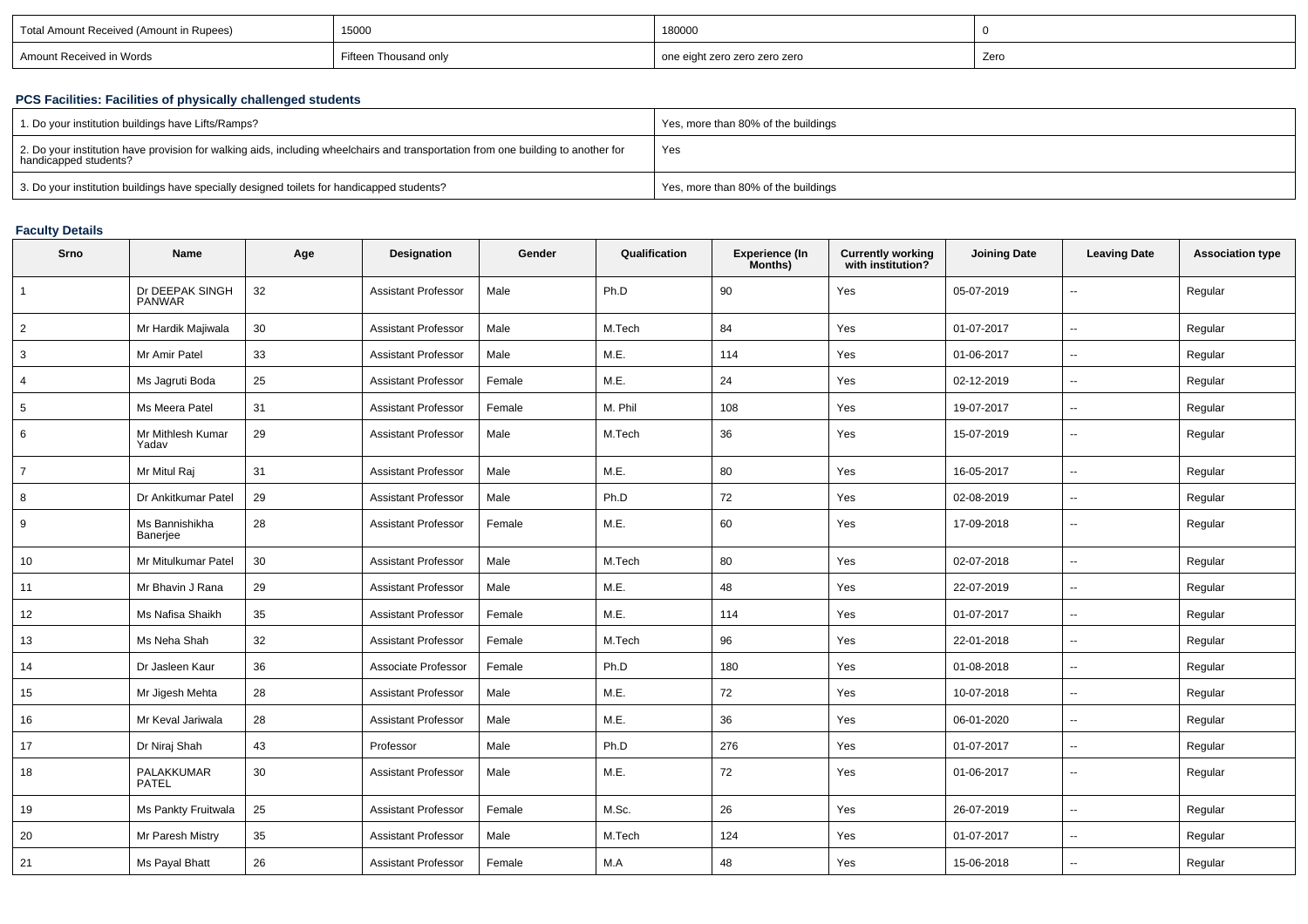| Total Amount Received (Amount in Rupees) | 15000 | 180000 | 0 |
|---|---|---|---|
| Amount Received in Words | Fifteen Thousand only | one eight zero zero zero zero | Zero |

### PCS Facilities: Facilities of physically challenged students

| 1. Do your institution buildings have Lifts/Ramps? | Yes, more than 80% of the buildings |
|---|---|
| 2. Do your institution have provision for walking aids, including wheelchairs and transportation from one building to another for handicapped students? | Yes |
| 3. Do your institution buildings have specially designed toilets for handicapped students? | Yes, more than 80% of the buildings |

### Faculty Details

| Srno | Name | Age | Designation | Gender | Qualification | Experience (In Months) | Currently working with institution? | Joining Date | Leaving Date | Association type |
|---|---|---|---|---|---|---|---|---|---|---|
| 1 | Dr DEEPAK SINGH PANWAR | 32 | Assistant Professor | Male | Ph.D | 90 | Yes | 05-07-2019 | -- | Regular |
| 2 | Mr Hardik Majiwala | 30 | Assistant Professor | Male | M.Tech | 84 | Yes | 01-07-2017 | -- | Regular |
| 3 | Mr Amir Patel | 33 | Assistant Professor | Male | M.E. | 114 | Yes | 01-06-2017 | -- | Regular |
| 4 | Ms Jagruti Boda | 25 | Assistant Professor | Female | M.E. | 24 | Yes | 02-12-2019 | -- | Regular |
| 5 | Ms Meera Patel | 31 | Assistant Professor | Female | M. Phil | 108 | Yes | 19-07-2017 | -- | Regular |
| 6 | Mr Mithlesh Kumar Yadav | 29 | Assistant Professor | Male | M.Tech | 36 | Yes | 15-07-2019 | -- | Regular |
| 7 | Mr Mitul Raj | 31 | Assistant Professor | Male | M.E. | 80 | Yes | 16-05-2017 | -- | Regular |
| 8 | Dr Ankitkumar Patel | 29 | Assistant Professor | Male | Ph.D | 72 | Yes | 02-08-2019 | -- | Regular |
| 9 | Ms Bannishikha Banerjee | 28 | Assistant Professor | Female | M.E. | 60 | Yes | 17-09-2018 | -- | Regular |
| 10 | Mr Mitulkumar Patel | 30 | Assistant Professor | Male | M.Tech | 80 | Yes | 02-07-2018 | -- | Regular |
| 11 | Mr Bhavin J Rana | 29 | Assistant Professor | Male | M.E. | 48 | Yes | 22-07-2019 | -- | Regular |
| 12 | Ms Nafisa Shaikh | 35 | Assistant Professor | Female | M.E. | 114 | Yes | 01-07-2017 | -- | Regular |
| 13 | Ms Neha Shah | 32 | Assistant Professor | Female | M.Tech | 96 | Yes | 22-01-2018 | -- | Regular |
| 14 | Dr Jasleen Kaur | 36 | Associate Professor | Female | Ph.D | 180 | Yes | 01-08-2018 | -- | Regular |
| 15 | Mr Jigesh Mehta | 28 | Assistant Professor | Male | M.E. | 72 | Yes | 10-07-2018 | -- | Regular |
| 16 | Mr Keval Jariwala | 28 | Assistant Professor | Male | M.E. | 36 | Yes | 06-01-2020 | -- | Regular |
| 17 | Dr Niraj Shah | 43 | Professor | Male | Ph.D | 276 | Yes | 01-07-2017 | -- | Regular |
| 18 | PALAKKUMAR PATEL | 30 | Assistant Professor | Male | M.E. | 72 | Yes | 01-06-2017 | -- | Regular |
| 19 | Ms Pankty Fruitwala | 25 | Assistant Professor | Female | M.Sc. | 26 | Yes | 26-07-2019 | -- | Regular |
| 20 | Mr Paresh Mistry | 35 | Assistant Professor | Male | M.Tech | 124 | Yes | 01-07-2017 | -- | Regular |
| 21 | Ms Payal Bhatt | 26 | Assistant Professor | Female | M.A | 48 | Yes | 15-06-2018 | -- | Regular |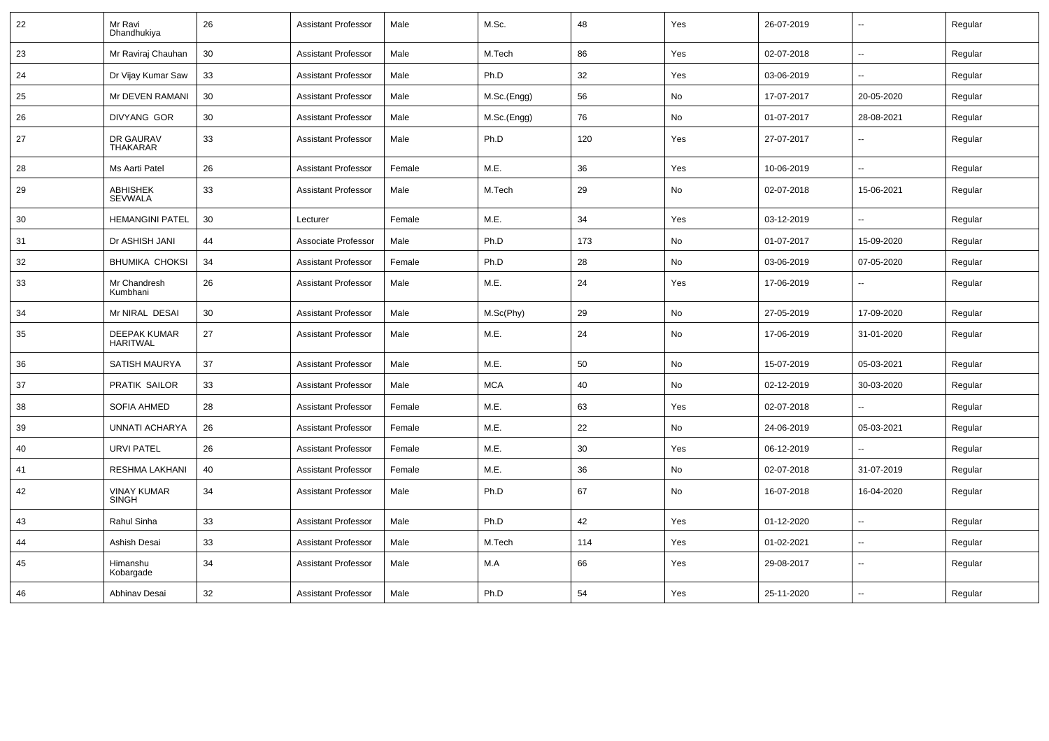| | | | | | | | | | | |
|---|---|---|---|---|---|---|---|---|---|---|
| 22 | Mr Ravi Dhandhukiya | 26 | Assistant Professor | Male | M.Sc. | 48 | Yes | 26-07-2019 | -- | Regular |
| 23 | Mr Raviraj Chauhan | 30 | Assistant Professor | Male | M.Tech | 86 | Yes | 02-07-2018 | -- | Regular |
| 24 | Dr Vijay Kumar Saw | 33 | Assistant Professor | Male | Ph.D | 32 | Yes | 03-06-2019 | -- | Regular |
| 25 | Mr DEVEN RAMANI | 30 | Assistant Professor | Male | M.Sc.(Engg) | 56 | No | 17-07-2017 | 20-05-2020 | Regular |
| 26 | DIVYANG GOR | 30 | Assistant Professor | Male | M.Sc.(Engg) | 76 | No | 01-07-2017 | 28-08-2021 | Regular |
| 27 | DR GAURAV THAKARAR | 33 | Assistant Professor | Male | Ph.D | 120 | Yes | 27-07-2017 | -- | Regular |
| 28 | Ms Aarti Patel | 26 | Assistant Professor | Female | M.E. | 36 | Yes | 10-06-2019 | -- | Regular |
| 29 | ABHISHEK SEVWALA | 33 | Assistant Professor | Male | M.Tech | 29 | No | 02-07-2018 | 15-06-2021 | Regular |
| 30 | HEMANGINI PATEL | 30 | Lecturer | Female | M.E. | 34 | Yes | 03-12-2019 | -- | Regular |
| 31 | Dr ASHISH JANI | 44 | Associate Professor | Male | Ph.D | 173 | No | 01-07-2017 | 15-09-2020 | Regular |
| 32 | BHUMIKA CHOKSI | 34 | Assistant Professor | Female | Ph.D | 28 | No | 03-06-2019 | 07-05-2020 | Regular |
| 33 | Mr Chandresh Kumbhani | 26 | Assistant Professor | Male | M.E. | 24 | Yes | 17-06-2019 | -- | Regular |
| 34 | Mr NIRAL DESAI | 30 | Assistant Professor | Male | M.Sc(Phy) | 29 | No | 27-05-2019 | 17-09-2020 | Regular |
| 35 | DEEPAK KUMAR HARITWAL | 27 | Assistant Professor | Male | M.E. | 24 | No | 17-06-2019 | 31-01-2020 | Regular |
| 36 | SATISH MAURYA | 37 | Assistant Professor | Male | M.E. | 50 | No | 15-07-2019 | 05-03-2021 | Regular |
| 37 | PRATIK SAILOR | 33 | Assistant Professor | Male | MCA | 40 | No | 02-12-2019 | 30-03-2020 | Regular |
| 38 | SOFIA AHMED | 28 | Assistant Professor | Female | M.E. | 63 | Yes | 02-07-2018 | -- | Regular |
| 39 | UNNATI ACHARYA | 26 | Assistant Professor | Female | M.E. | 22 | No | 24-06-2019 | 05-03-2021 | Regular |
| 40 | URVI PATEL | 26 | Assistant Professor | Female | M.E. | 30 | Yes | 06-12-2019 | -- | Regular |
| 41 | RESHMA LAKHANI | 40 | Assistant Professor | Female | M.E. | 36 | No | 02-07-2018 | 31-07-2019 | Regular |
| 42 | VINAY KUMAR SINGH | 34 | Assistant Professor | Male | Ph.D | 67 | No | 16-07-2018 | 16-04-2020 | Regular |
| 43 | Rahul Sinha | 33 | Assistant Professor | Male | Ph.D | 42 | Yes | 01-12-2020 | -- | Regular |
| 44 | Ashish Desai | 33 | Assistant Professor | Male | M.Tech | 114 | Yes | 01-02-2021 | -- | Regular |
| 45 | Himanshu Kobargade | 34 | Assistant Professor | Male | M.A | 66 | Yes | 29-08-2017 | -- | Regular |
| 46 | Abhinav Desai | 32 | Assistant Professor | Male | Ph.D | 54 | Yes | 25-11-2020 | -- | Regular |